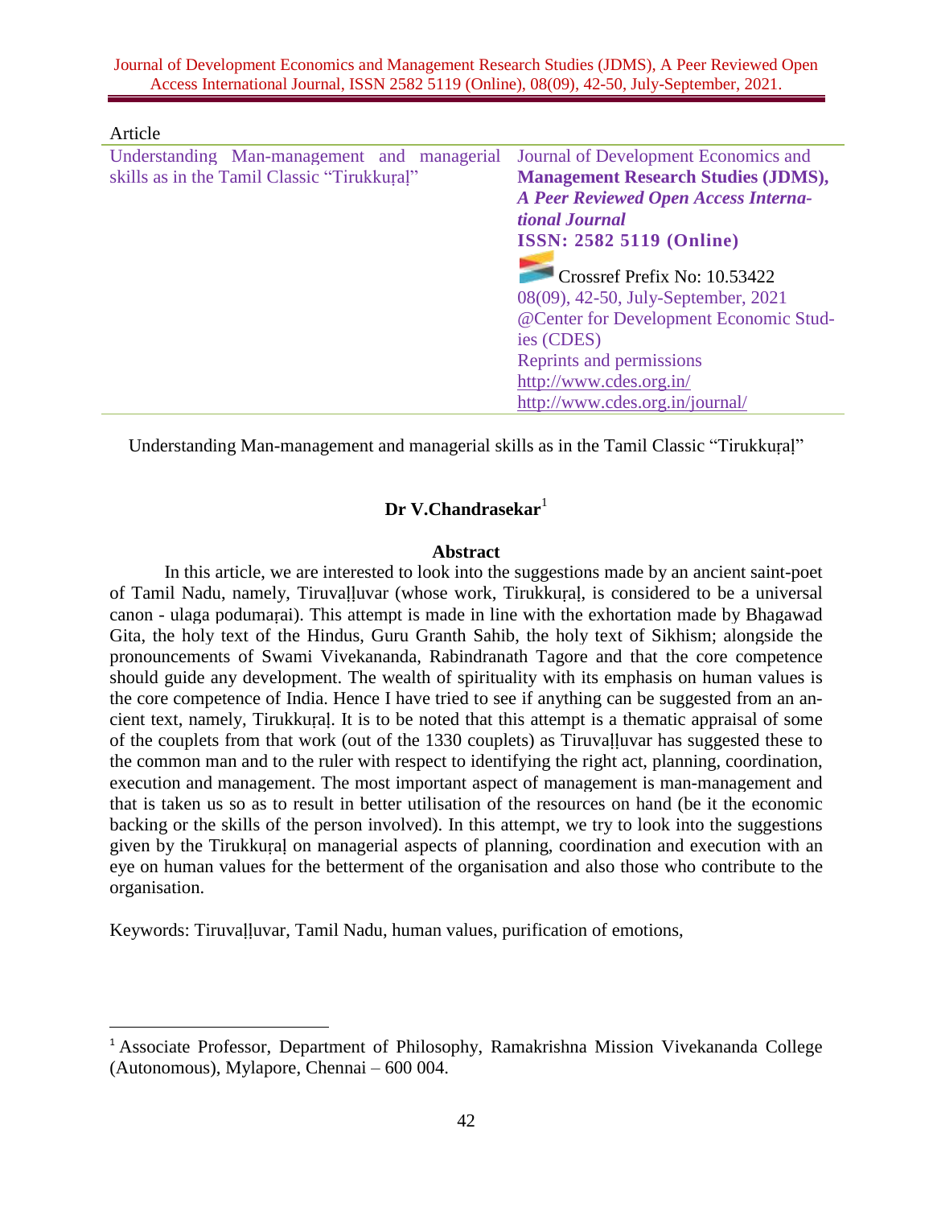Article

| Understanding Man-management and managerial skills as in the Tamil Classic "Tirukkuṛaḷ" | Journal of Development Economics and **Management Research Studies (JDMS),** ***A Peer Reviewed Open Access International Journal*** **ISSN: 2582 5119 (Online)** Crossref Prefix No: 10.53422 08(09), 42-50, July-September, 2021 @Center for Development Economic Studies (CDES) Reprints and permissions http://www.cdes.org.in/ http://www.cdes.org.in/journal/ |
|---|---|

Understanding Man-management and managerial skills as in the Tamil Classic "Tirukkuṛaḷ"

**Dr V.Chandrasekar**[1]

**Abstract**

In this article, we are interested to look into the suggestions made by an ancient saint-poet of Tamil Nadu, namely, Tiruvaḷḷuvar (whose work, Tirukkuṛaḷ, is considered to be a universal canon - ulaga podumaṛai). This attempt is made in line with the exhortation made by Bhagawad Gita, the holy text of the Hindus, Guru Granth Sahib, the holy text of Sikhism; alongside the pronouncements of Swami Vivekananda, Rabindranath Tagore and that the core competence should guide any development. The wealth of spirituality with its emphasis on human values is the core competence of India. Hence I have tried to see if anything can be suggested from an ancient text, namely, Tirukkuṛaḷ. It is to be noted that this attempt is a thematic appraisal of some of the couplets from that work (out of the 1330 couplets) as Tiruvaḷḷuvar has suggested these to the common man and to the ruler with respect to identifying the right act, planning, coordination, execution and management. The most important aspect of management is man-management and that is taken us so as to result in better utilisation of the resources on hand (be it the economic backing or the skills of the person involved). In this attempt, we try to look into the suggestions given by the Tirukkuṛaḷ on managerial aspects of planning, coordination and execution with an eye on human values for the betterment of the organisation and also those who contribute to the organisation.

Keywords: Tiruvaḷḷuvar, Tamil Nadu, human values, purification of emotions,

[1] Associate Professor, Department of Philosophy, Ramakrishna Mission Vivekananda College (Autonomous), Mylapore, Chennai – 600 004.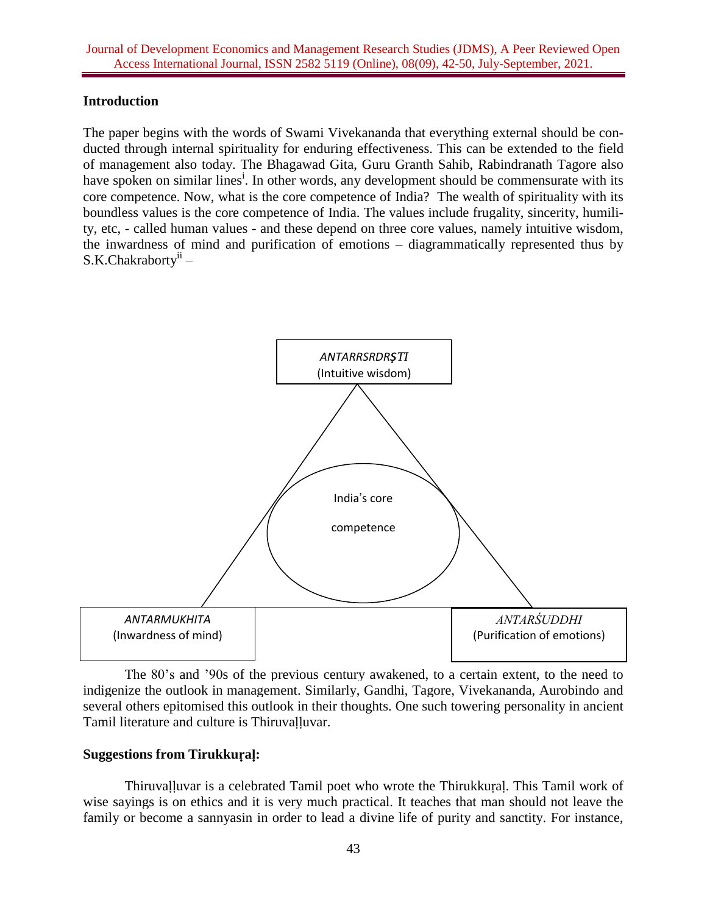## Introduction

The paper begins with the words of Swami Vivekananda that everything external should be conducted through internal spirituality for enduring effectiveness. This can be extended to the field of management also today. The Bhagawad Gita, Guru Granth Sahib, Rabindranath Tagore also have spoken on similar lines[i]. In other words, any development should be commensurate with its core competence. Now, what is the core competence of India? The wealth of spirituality with its boundless values is the core competence of India. The values include frugality, sincerity, humility, etc, - called human values - and these depend on three core values, namely intuitive wisdom, the inwardness of mind and purification of emotions – diagrammatically represented thus by S.K.Chakraborty[ii] –

*ANTARRSRDRṢTI* (Intuitive wisdom)

India's core competence

*ANTARMUKHITA* (Inwardness of mind)

*ANTARŚUDDHI* (Purification of emotions)

The 80's and '90s of the previous century awakened, to a certain extent, to the need to indigenize the outlook in management. Similarly, Gandhi, Tagore, Vivekananda, Aurobindo and several others epitomised this outlook in their thoughts. One such towering personality in ancient Tamil literature and culture is Thiruvaḷḷuvar.

## Suggestions from Tirukkuṛaḷ:

Thiruvaḷḷuvar is a celebrated Tamil poet who wrote the Thirukkuṛaḷ. This Tamil work of wise sayings is on ethics and it is very much practical. It teaches that man should not leave the family or become a sannyasin in order to lead a divine life of purity and sanctity. For instance,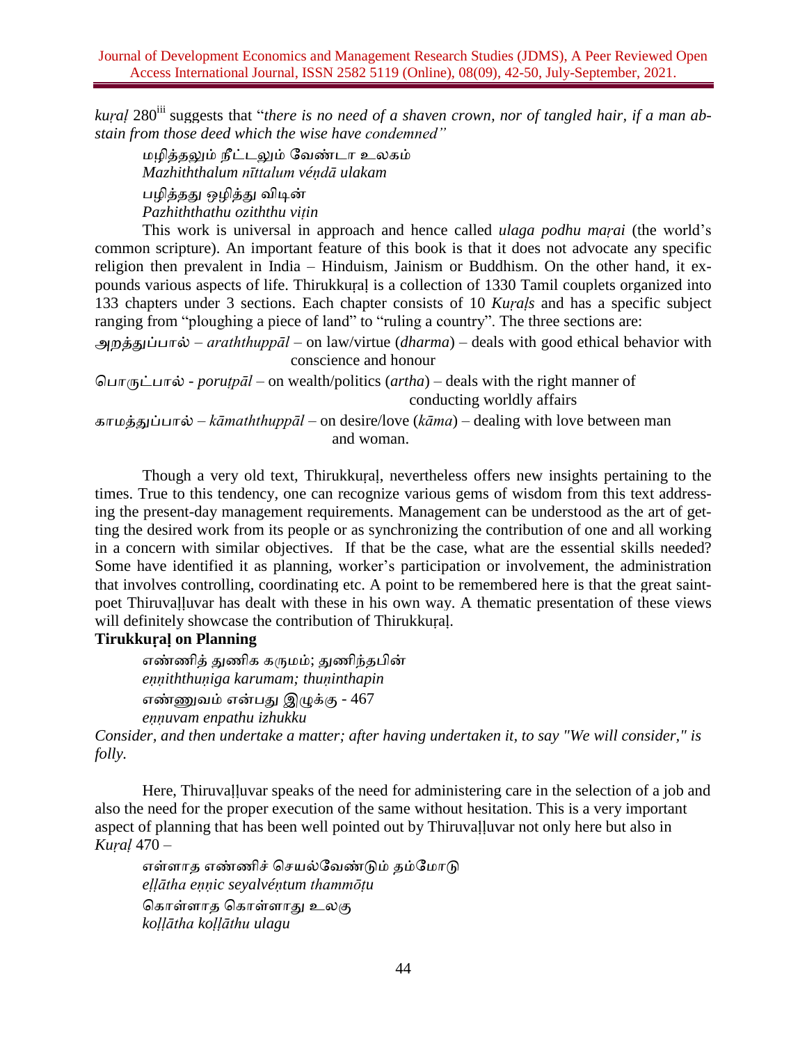*kuṛaḷ* 280[iii] suggests that "*there is no need of a shaven crown, nor of tangled hair, if a man abstain from those deed which the wise have condemned"*

> மழித்தலும் நீட்டலும் வேண்டா உலகம்
> *Mazhiththalum nīttalum véṇdā ulakam*
> பழித்தது ஒழித்து விடின்
> *Pazhiththathu oziththu viṭin*

This work is universal in approach and hence called *ulaga podhu maṛai* (the world's common scripture). An important feature of this book is that it does not advocate any specific religion then prevalent in India – Hinduism, Jainism or Buddhism. On the other hand, it expounds various aspects of life. Thirukkuṛaḷ is a collection of 1330 Tamil couplets organized into 133 chapters under 3 sections. Each chapter consists of 10 *Kuṛaḷs* and has a specific subject ranging from "ploughing a piece of land" to "ruling a country". The three sections are:

அறத்துப்பால் – *araththuppāl* – on law/virtue (*dharma*) – deals with good ethical behavior with conscience and honour

பொருட்பால் - *poruṭpāl* – on wealth/politics (*artha*) – deals with the right manner of conducting worldly affairs

காமத்துப்பால் – *kāmaththuppāl* – on desire/love (*kāma*) – dealing with love between man and woman.

Though a very old text, Thirukkuṛaḷ, nevertheless offers new insights pertaining to the times. True to this tendency, one can recognize various gems of wisdom from this text addressing the present-day management requirements. Management can be understood as the art of getting the desired work from its people or as synchronizing the contribution of one and all working in a concern with similar objectives. If that be the case, what are the essential skills needed? Some have identified it as planning, worker's participation or involvement, the administration that involves controlling, coordinating etc. A point to be remembered here is that the great saint-poet Thiruvaḷḷuvar has dealt with these in his own way. A thematic presentation of these views will definitely showcase the contribution of Thirukkuṛaḷ.

**Tirukkuṛaḷ on Planning**

> எண்ணித் துணிக கருமம்; துணிந்தபின்
> *eṇṇiththuṇiga karumam; thuṇinthapin*
> எண்ணுவம் என்பது இழுக்கு - 467
> *eṇṇuvam enpathu izhukku*

*Consider, and then undertake a matter; after having undertaken it, to say "We will consider," is folly.*

Here, Thiruvaḷḷuvar speaks of the need for administering care in the selection of a job and also the need for the proper execution of the same without hesitation. This is a very important aspect of planning that has been well pointed out by Thiruvaḷḷuvar not only here but also in *Kuṛaḷ* 470 –

> எள்ளாத எண்ணிச் செயல்வேண்டும் தம்மோடு
> *eḷḷātha eṇṇic seyalvéṇtum thammōṭu*
> கொள்ளாத கொள்ளாது உலகு
> *koḷḷātha koḷḷāthu ulagu*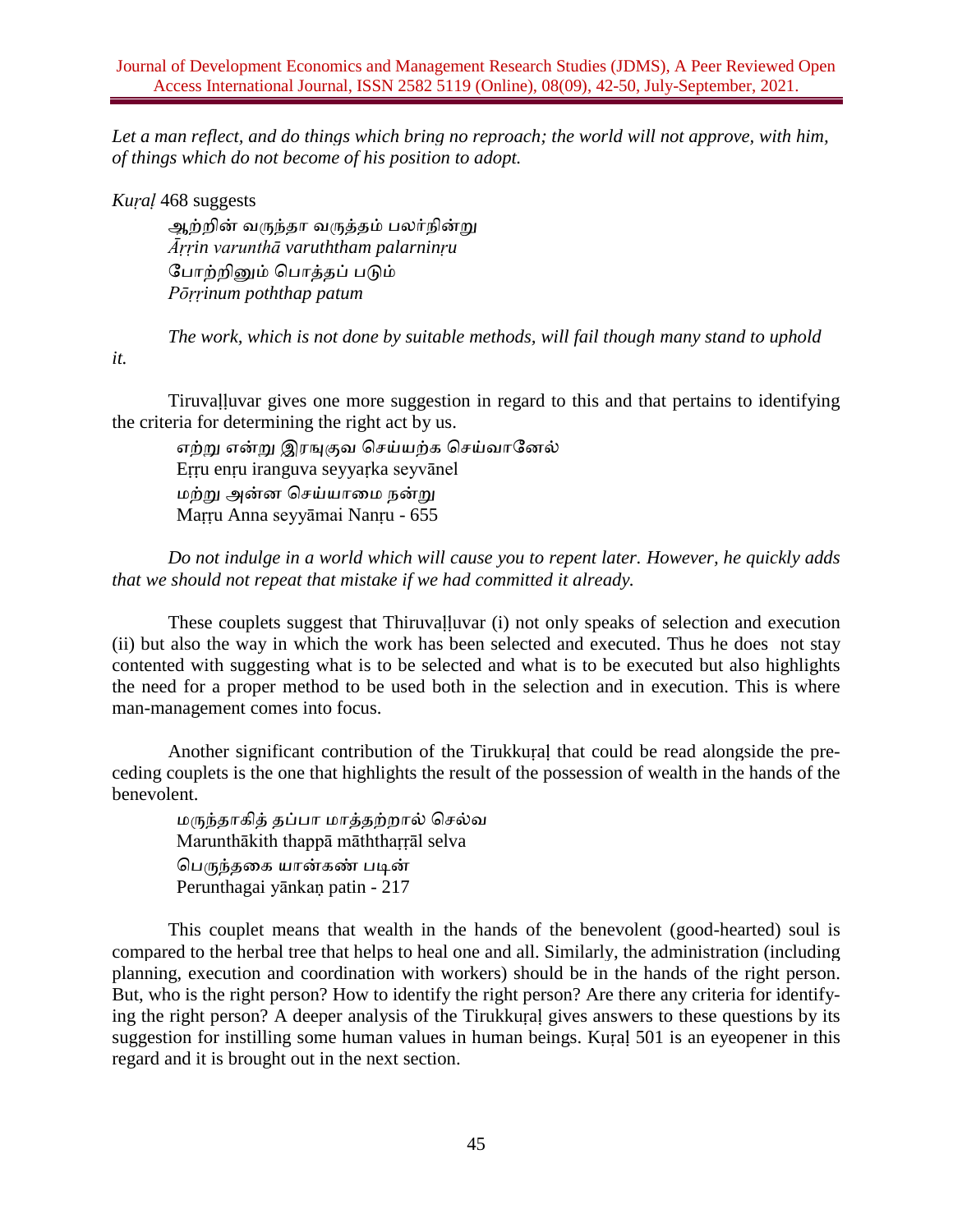*Let a man reflect, and do things which bring no reproach; the world will not approve, with him, of things which do not become of his position to adopt.*

*Kuṛaḷ* 468 suggests

ஆற்றின் வருந்தா வருத்தம் பலர்நின்று
*Āṛṛin varunthā varuththam palarninṛu*
போற்றினும் பொத்தப் படும்
*Pōṛṛinum poththap patum*

*The work, which is not done by suitable methods, will fail though many stand to uphold it.*

Tiruvaḷḷuvar gives one more suggestion in regard to this and that pertains to identifying the criteria for determining the right act by us.

எற்று என்று இரங்குவ செய்யற்க செய்வானேல்
Eṛṛu enṛu iranguva seyyaṛka seyvānel
மற்று அன்ன செய்யாமை நன்று
Maṛṛu Anna seyyāmai Nanṛu - 655

*Do not indulge in a world which will cause you to repent later. However, he quickly adds that we should not repeat that mistake if we had committed it already.*

These couplets suggest that Thiruvaḷḷuvar (i) not only speaks of selection and execution (ii) but also the way in which the work has been selected and executed. Thus he does not stay contented with suggesting what is to be selected and what is to be executed but also highlights the need for a proper method to be used both in the selection and in execution. This is where man-management comes into focus.

Another significant contribution of the Tirukkuṛaḷ that could be read alongside the preceding couplets is the one that highlights the result of the possession of wealth in the hands of the benevolent.

மருந்தாகித் தப்பா மாத்தற்றால் செல்வ
Marunthākith thappā māththaṛṛāl selva
பெருந்தகை யான்கண் படின்
Perunthagai yānkaṇ patin - 217

This couplet means that wealth in the hands of the benevolent (good-hearted) soul is compared to the herbal tree that helps to heal one and all. Similarly, the administration (including planning, execution and coordination with workers) should be in the hands of the right person. But, who is the right person? How to identify the right person? Are there any criteria for identifying the right person? A deeper analysis of the Tirukkuṛaḷ gives answers to these questions by its suggestion for instilling some human values in human beings. Kuṛaḷ 501 is an eyeopener in this regard and it is brought out in the next section.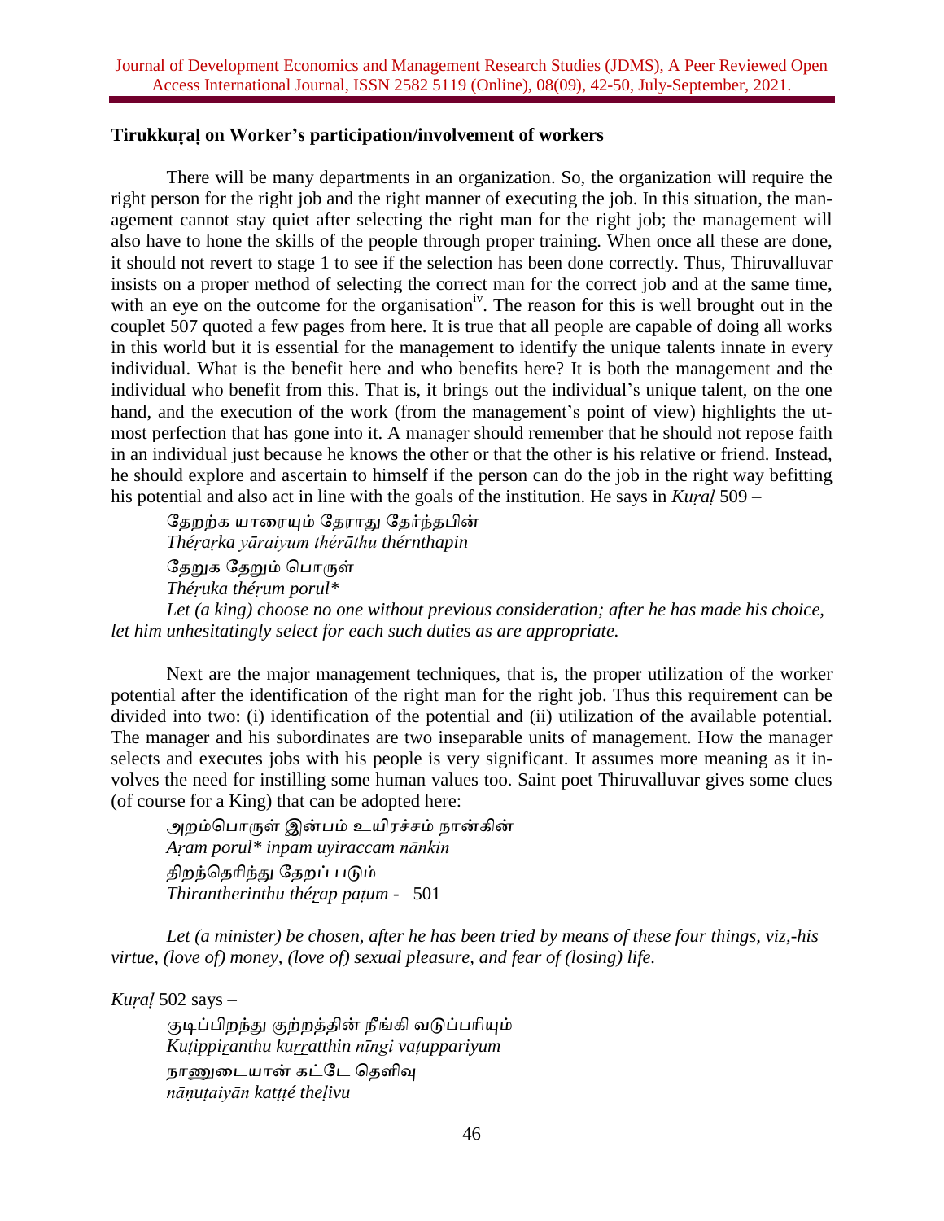**Tirukkuṛaḷ on Worker's participation/involvement of workers**

There will be many departments in an organization. So, the organization will require the right person for the right job and the right manner of executing the job. In this situation, the management cannot stay quiet after selecting the right man for the right job; the management will also have to hone the skills of the people through proper training. When once all these are done, it should not revert to stage 1 to see if the selection has been done correctly. Thus, Thiruvalluvar insists on a proper method of selecting the correct man for the correct job and at the same time, with an eye on the outcome for the organisation[iv]. The reason for this is well brought out in the couplet 507 quoted a few pages from here. It is true that all people are capable of doing all works in this world but it is essential for the management to identify the unique talents innate in every individual. What is the benefit here and who benefits here? It is both the management and the individual who benefit from this. That is, it brings out the individual's unique talent, on the one hand, and the execution of the work (from the management's point of view) highlights the utmost perfection that has gone into it. A manager should remember that he should not repose faith in an individual just because he knows the other or that the other is his relative or friend. Instead, he should explore and ascertain to himself if the person can do the job in the right way befitting his potential and also act in line with the goals of the institution. He says in *Kuṛaḷ* 509 –

> தேறற்க யாரையும் தேராது தேர்ந்தபின்
> *Théṛaṛka yāraiyum thérāthu thérnthapin*
> தேறுக தேறும் பொருள்
> *Théṟuka théṟum porul**
> *Let (a king) choose no one without previous consideration; after he has made his choice, let him unhesitatingly select for each such duties as are appropriate.*

Next are the major management techniques, that is, the proper utilization of the worker potential after the identification of the right man for the right job. Thus this requirement can be divided into two: (i) identification of the potential and (ii) utilization of the available potential. The manager and his subordinates are two inseparable units of management. How the manager selects and executes jobs with his people is very significant. It assumes more meaning as it involves the need for instilling some human values too. Saint poet Thiruvalluvar gives some clues (of course for a King) that can be adopted here:

> அறம்பொருள் இன்பம் உயிரச்சம் நான்கின்
> *Aṛam porul* inpam uyiraccam nānkin*
> திறந்தெரிந்து தேறப் படும்
> *Thirantherinthu théṟap paṭum* -– 501

*Let (a minister) be chosen, after he has been tried by means of these four things, viz,-his virtue, (love of) money, (love of) sexual pleasure, and fear of (losing) life.*

*Kuṛaḷ* 502 says –

> குடிப்பிறந்து குற்றத்தின் நீங்கி வடுப்பரியும்
> *Kuṭippiṟanthu kuṟṟatthin nīngi vaṭuppariyum*
> நாணுடையான் கட்டே தெளிவு
> *nāṇuṭaiyān kaṭṭé theḷivu*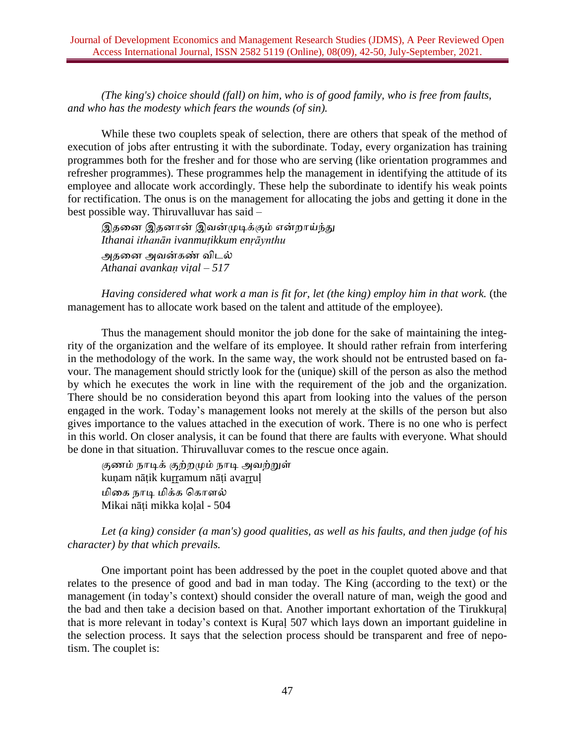*(The king's) choice should (fall) on him, who is of good family, who is free from faults, and who has the modesty which fears the wounds (of sin).*

While these two couplets speak of selection, there are others that speak of the method of execution of jobs after entrusting it with the subordinate. Today, every organization has training programmes both for the fresher and for those who are serving (like orientation programmes and refresher programmes). These programmes help the management in identifying the attitude of its employee and allocate work accordingly. These help the subordinate to identify his weak points for rectification. The onus is on the management for allocating the jobs and getting it done in the best possible way. Thiruvalluvar has said –

> இதனை இதனான் இவன்முடிக்கும் என்றாய்ந்து
> *Ithanai ithanān ivanmuṭikkum enṟāynthu*
> அதனை அவன்கண் விடல்
> *Athanai avankaṇ viṭal – 517*

*Having considered what work a man is fit for, let (the king) employ him in that work.* (the management has to allocate work based on the talent and attitude of the employee).

Thus the management should monitor the job done for the sake of maintaining the integrity of the organization and the welfare of its employee. It should rather refrain from interfering in the methodology of the work. In the same way, the work should not be entrusted based on favour. The management should strictly look for the (unique) skill of the person as also the method by which he executes the work in line with the requirement of the job and the organization. There should be no consideration beyond this apart from looking into the values of the person engaged in the work. Today's management looks not merely at the skills of the person but also gives importance to the values attached in the execution of work. There is no one who is perfect in this world. On closer analysis, it can be found that there are faults with everyone. What should be done in that situation. Thiruvalluvar comes to the rescue once again.

> குணம் நாடிக் குற்றமும் நாடி அவற்றுள்
> kuṇam nāṭik kuṟṟamum nāṭi avaṟṟuḷ
> மிகை நாடி மிக்க கொளல்
> Mikai nāṭi mikka koḷal - 504

*Let (a king) consider (a man's) good qualities, as well as his faults, and then judge (of his character) by that which prevails.*

One important point has been addressed by the poet in the couplet quoted above and that relates to the presence of good and bad in man today. The King (according to the text) or the management (in today's context) should consider the overall nature of man, weigh the good and the bad and then take a decision based on that. Another important exhortation of the Tirukkuṛaḷ that is more relevant in today's context is Kuṛaḷ 507 which lays down an important guideline in the selection process. It says that the selection process should be transparent and free of nepotism. The couplet is: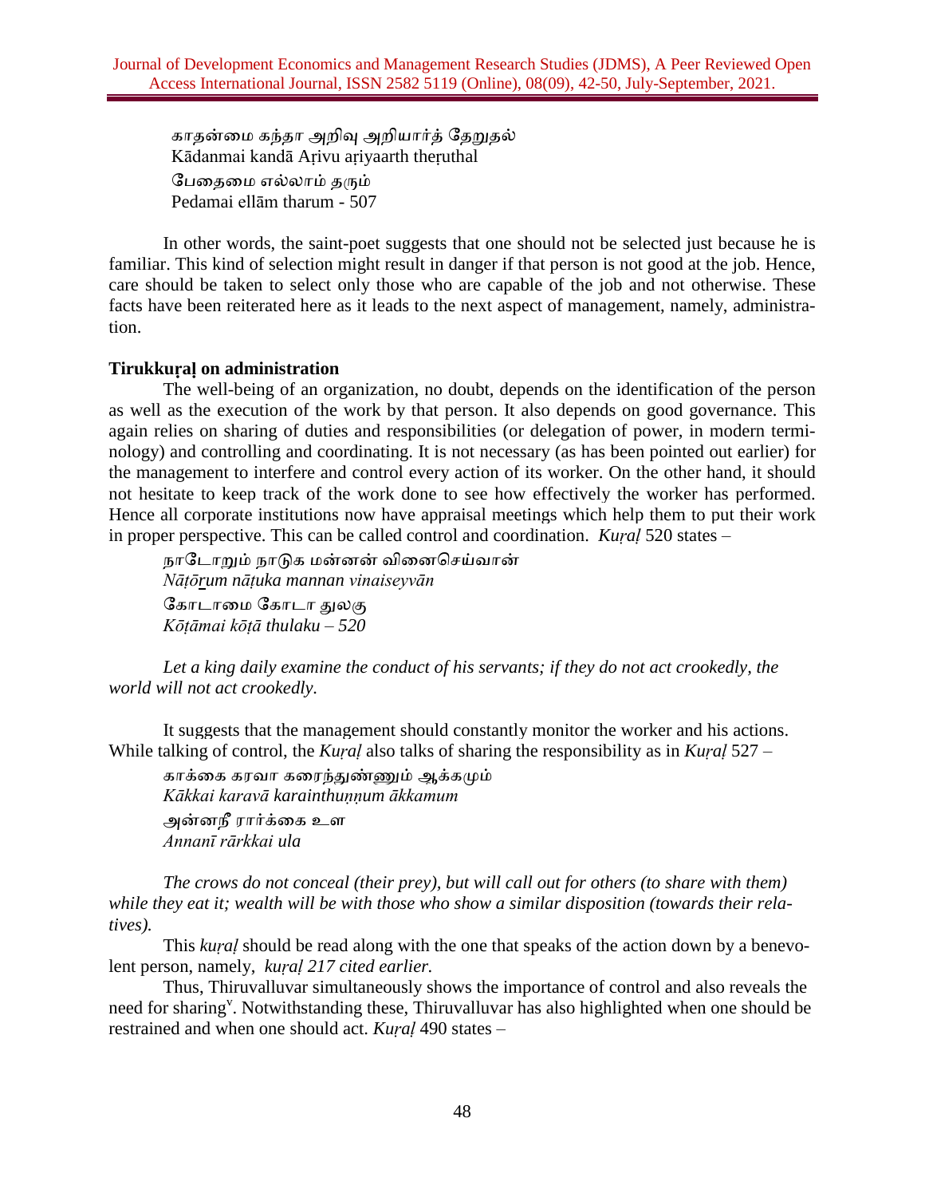காதன்மை கந்தா அறிவு அறியார்த் தேறுதல்
Kādanmai kandā Aṛivu aṛiyaarth theṛuthal
பேதைமை எல்லாம் தரும்
Pedamai ellām tharum - 507

In other words, the saint-poet suggests that one should not be selected just because he is familiar. This kind of selection might result in danger if that person is not good at the job. Hence, care should be taken to select only those who are capable of the job and not otherwise. These facts have been reiterated here as it leads to the next aspect of management, namely, administration.

**Tirukkuṛaḷ on administration**

The well-being of an organization, no doubt, depends on the identification of the person as well as the execution of the work by that person. It also depends on good governance. This again relies on sharing of duties and responsibilities (or delegation of power, in modern terminology) and controlling and coordinating. It is not necessary (as has been pointed out earlier) for the management to interfere and control every action of its worker. On the other hand, it should not hesitate to keep track of the work done to see how effectively the worker has performed. Hence all corporate institutions now have appraisal meetings which help them to put their work in proper perspective. This can be called control and coordination. *Kuṛaḷ* 520 states –

நாடோறும் நாடுக மன்னன் வினைசெய்வான்
*Nāṭōṟum nāṭuka mannan vinaiseyvān*
கோடாமை கோடா துலகு
*Kōṭāmai kōṭā thulaku – 520*

*Let a king daily examine the conduct of his servants; if they do not act crookedly, the world will not act crookedly.*

It suggests that the management should constantly monitor the worker and his actions. While talking of control, the *Kuṛaḷ* also talks of sharing the responsibility as in *Kuṛaḷ* 527 –

காக்கை கரவா கரைந்துண்ணும் ஆக்கமும்
*Kākkai karavā karainthuṇṇum ākkamum*
அன்னநீ ரார்க்கை உள
*Annanī rārkkai ula*

*The crows do not conceal (their prey), but will call out for others (to share with them) while they eat it; wealth will be with those who show a similar disposition (towards their relatives).*

This *kuṛaḷ* should be read along with the one that speaks of the action down by a benevolent person, namely, *kuṛaḷ 217 cited earlier.*

Thus, Thiruvalluvar simultaneously shows the importance of control and also reveals the need for sharing[v]. Notwithstanding these, Thiruvalluvar has also highlighted when one should be restrained and when one should act. *Kuṛaḷ* 490 states –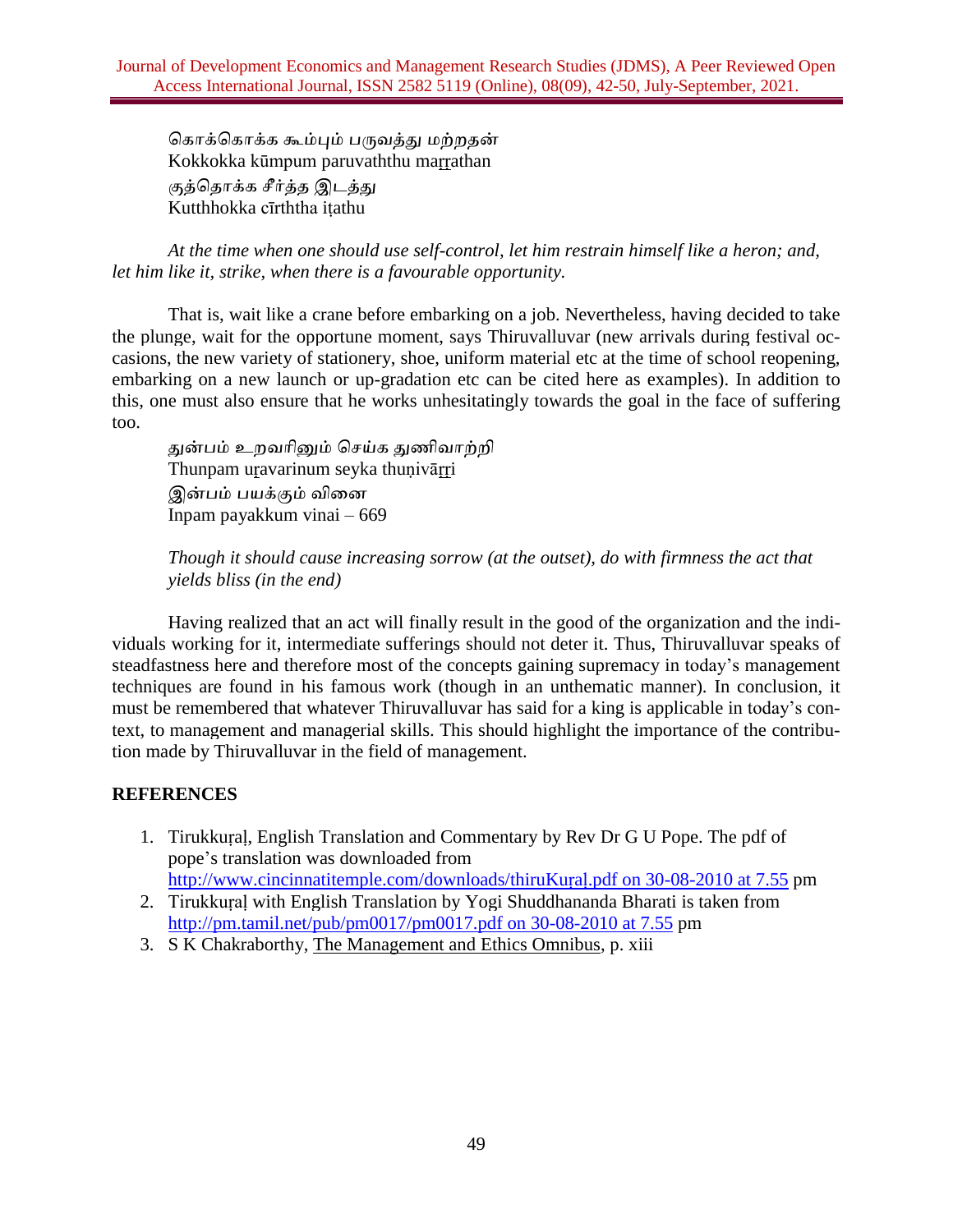கொக்கொக்க கூம்பும் பருவத்து மற்றதன்
Kokkokka kūmpum paruvaththu ma<u>rr</u>athan
குத்தொக்க சீர்த்த இடத்து
Kutthhokka cīrththa iṭathu

*At the time when one should use self-control, let him restrain himself like a heron; and, let him like it, strike, when there is a favourable opportunity.*

That is, wait like a crane before embarking on a job. Nevertheless, having decided to take the plunge, wait for the opportune moment, says Thiruvalluvar (new arrivals during festival occasions, the new variety of stationery, shoe, uniform material etc at the time of school reopening, embarking on a new launch or up-gradation etc can be cited here as examples). In addition to this, one must also ensure that he works unhesitatingly towards the goal in the face of suffering too.

துன்பம் உறவரினும் செய்க துணிவாற்றி
Thunpam u<u>r</u>avarinum seyka thuṇivā<u>rr</u>i
இன்பம் பயக்கும் வினை
Inpam payakkum vinai – 669

*Though it should cause increasing sorrow (at the outset), do with firmness the act that yields bliss (in the end)*

Having realized that an act will finally result in the good of the organization and the individuals working for it, intermediate sufferings should not deter it. Thus, Thiruvalluvar speaks of steadfastness here and therefore most of the concepts gaining supremacy in today's management techniques are found in his famous work (though in an unthematic manner). In conclusion, it must be remembered that whatever Thiruvalluvar has said for a king is applicable in today's context, to management and managerial skills. This should highlight the importance of the contribution made by Thiruvalluvar in the field of management.

## REFERENCES

1. Tirukkuṛaḷ, English Translation and Commentary by Rev Dr G U Pope. The pdf of pope's translation was downloaded from http://www.cincinnatitemple.com/downloads/thiruKuṛaḷ.pdf on 30-08-2010 at 7.55 pm
2. Tirukkuṛaḷ with English Translation by Yogi Shuddhananda Bharati is taken from http://pm.tamil.net/pub/pm0017/pm0017.pdf on 30-08-2010 at 7.55 pm
3. S K Chakraborthy, <u>The Management and Ethics Omnibus</u>, p. xiii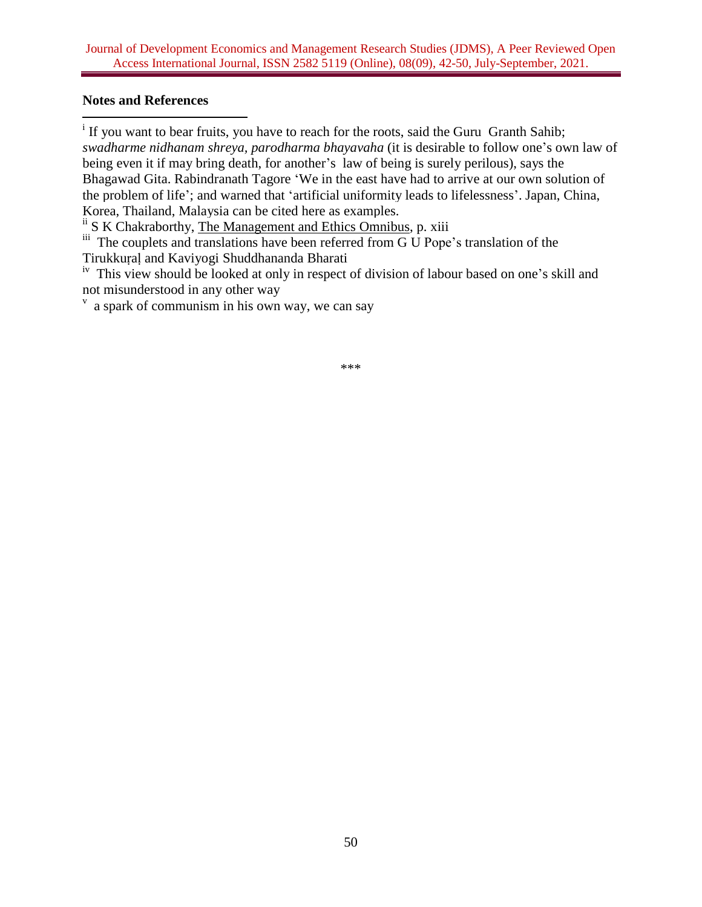**Notes and References**

[i] If you want to bear fruits, you have to reach for the roots, said the Guru Granth Sahib; *swadharme nidhanam shreya, parodharma bhayavaha* (it is desirable to follow one's own law of being even it if may bring death, for another's law of being is surely perilous), says the Bhagawad Gita. Rabindranath Tagore 'We in the east have had to arrive at our own solution of the problem of life'; and warned that 'artificial uniformity leads to lifelessness'. Japan, China, Korea, Thailand, Malaysia can be cited here as examples.

[ii] S K Chakraborthy, The Management and Ethics Omnibus, p. xiii

[iii] The couplets and translations have been referred from G U Pope's translation of the Tirukkuṛaḷ and Kaviyogi Shuddhananda Bharati

[iv] This view should be looked at only in respect of division of labour based on one's skill and not misunderstood in any other way

[v] a spark of communism in his own way, we can say

\*\*\*